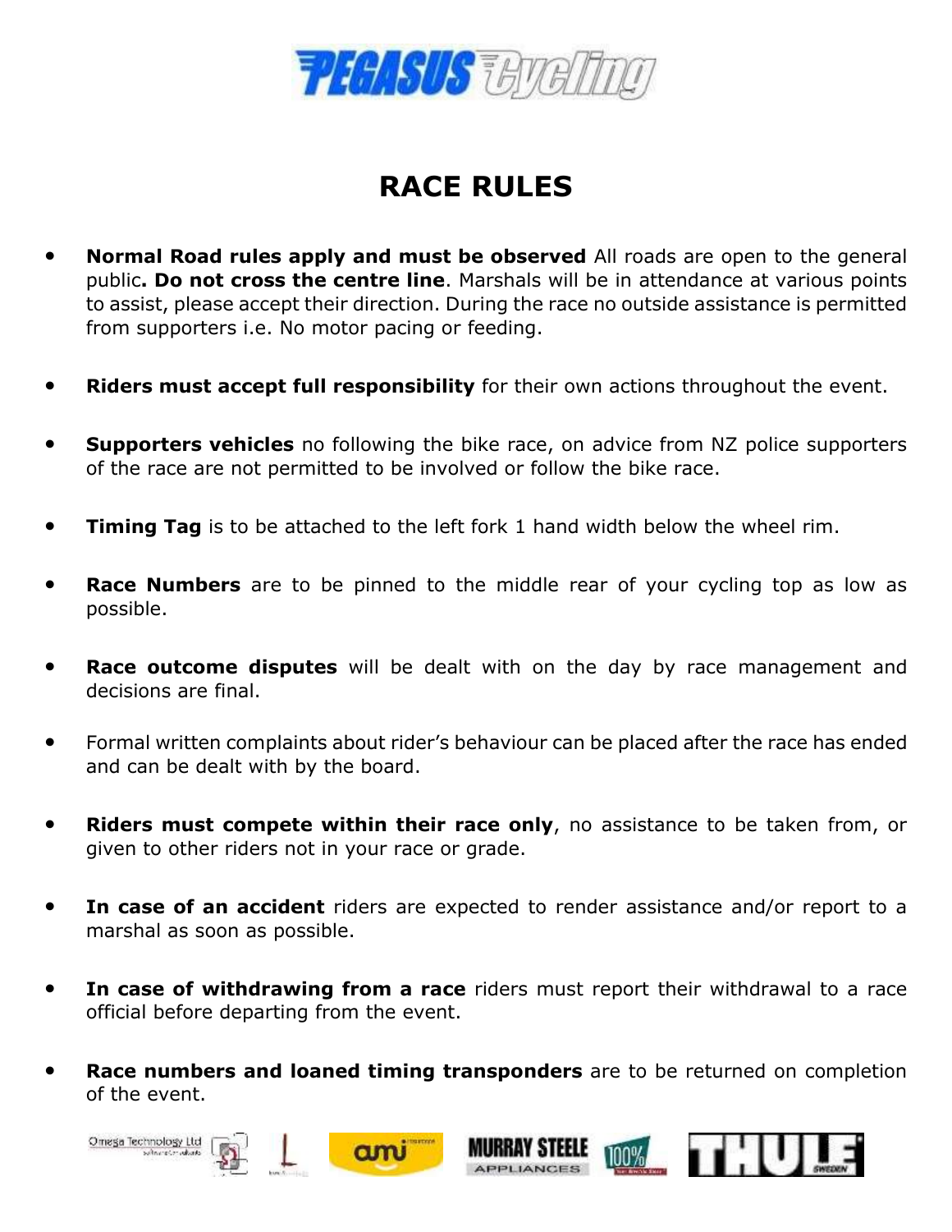# RACE RULES

- **Normal Road rules apply and must be observed** All roads are open to the general public**. Do not cross the centre line**. Marshals will be in attendance at various points to assist, please accept their direction. During the race no outside assistance is permitted from supporters i.e. No motor pacing or feeding.

- **Riders must accept full responsibility** for their own actions throughout the event.

- **Supporters vehicles** no following the bike race, on advice from NZ police supporters of the race are not permitted to be involved or follow the bike race.

- **Timing Tag** is to be attached to the left fork 1 hand width below the wheel rim.

- **Race Numbers** are to be pinned to the middle rear of your cycling top as low as possible.

- **Race outcome disputes** will be dealt with on the day by race management and decisions are final.

- Formal written complaints about rider's behaviour can be placed after the race has ended and can be dealt with by the board.

- **Riders must compete within their race only**, no assistance to be taken from, or given to other riders not in your race or grade.

- **In case of an accident** riders are expected to render assistance and/or report to a marshal as soon as possible.

- **In case of withdrawing from a race** riders must report their withdrawal to a race official before departing from the event.

- **Race numbers and loaned timing transponders** are to be returned on completion of the event.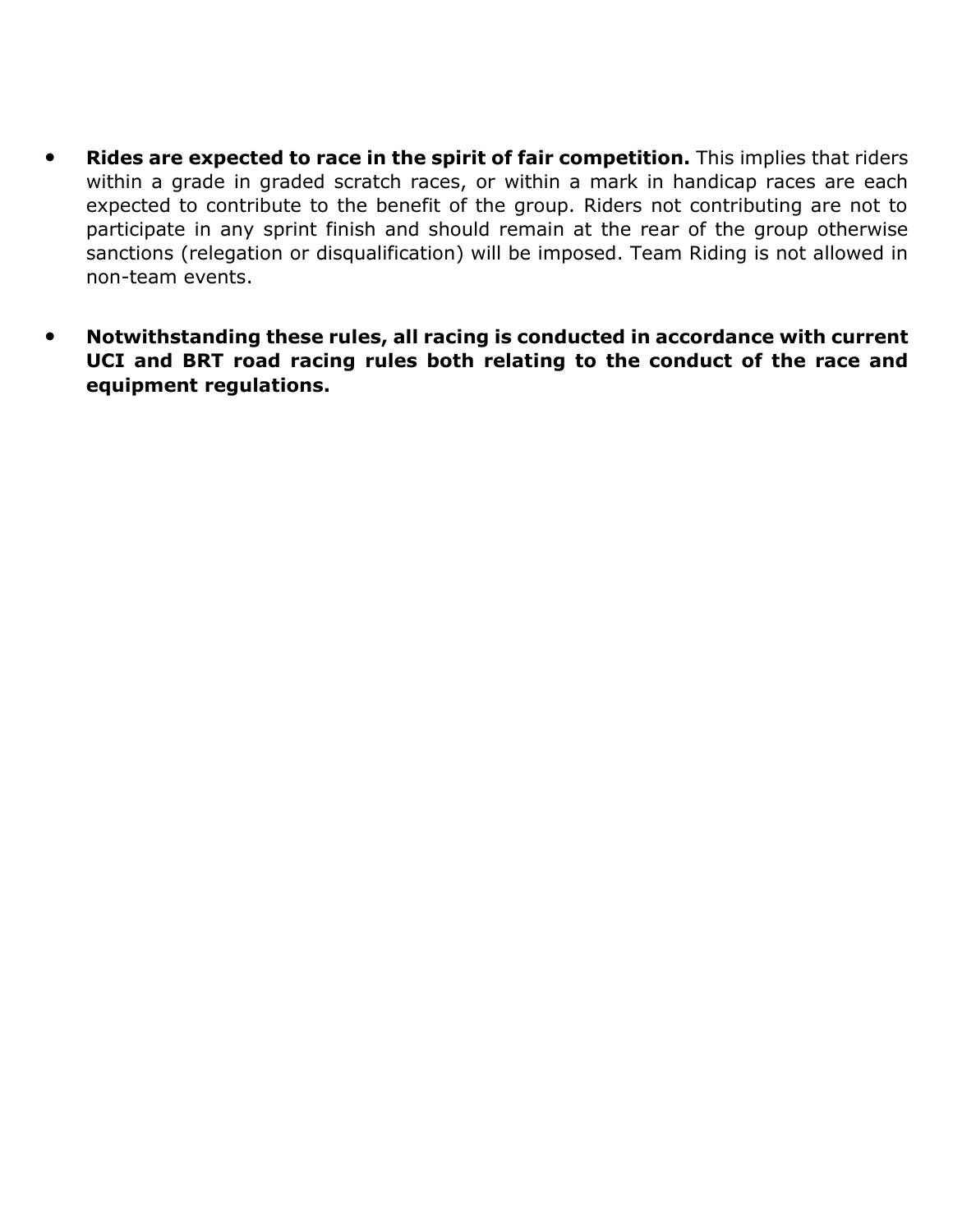- **Rides are expected to race in the spirit of fair competition.** This implies that riders within a grade in graded scratch races, or within a mark in handicap races are each expected to contribute to the benefit of the group. Riders not contributing are not to participate in any sprint finish and should remain at the rear of the group otherwise sanctions (relegation or disqualification) will be imposed. Team Riding is not allowed in non-team events.

- **Notwithstanding these rules, all racing is conducted in accordance with current UCI and BRT road racing rules both relating to the conduct of the race and equipment regulations.**